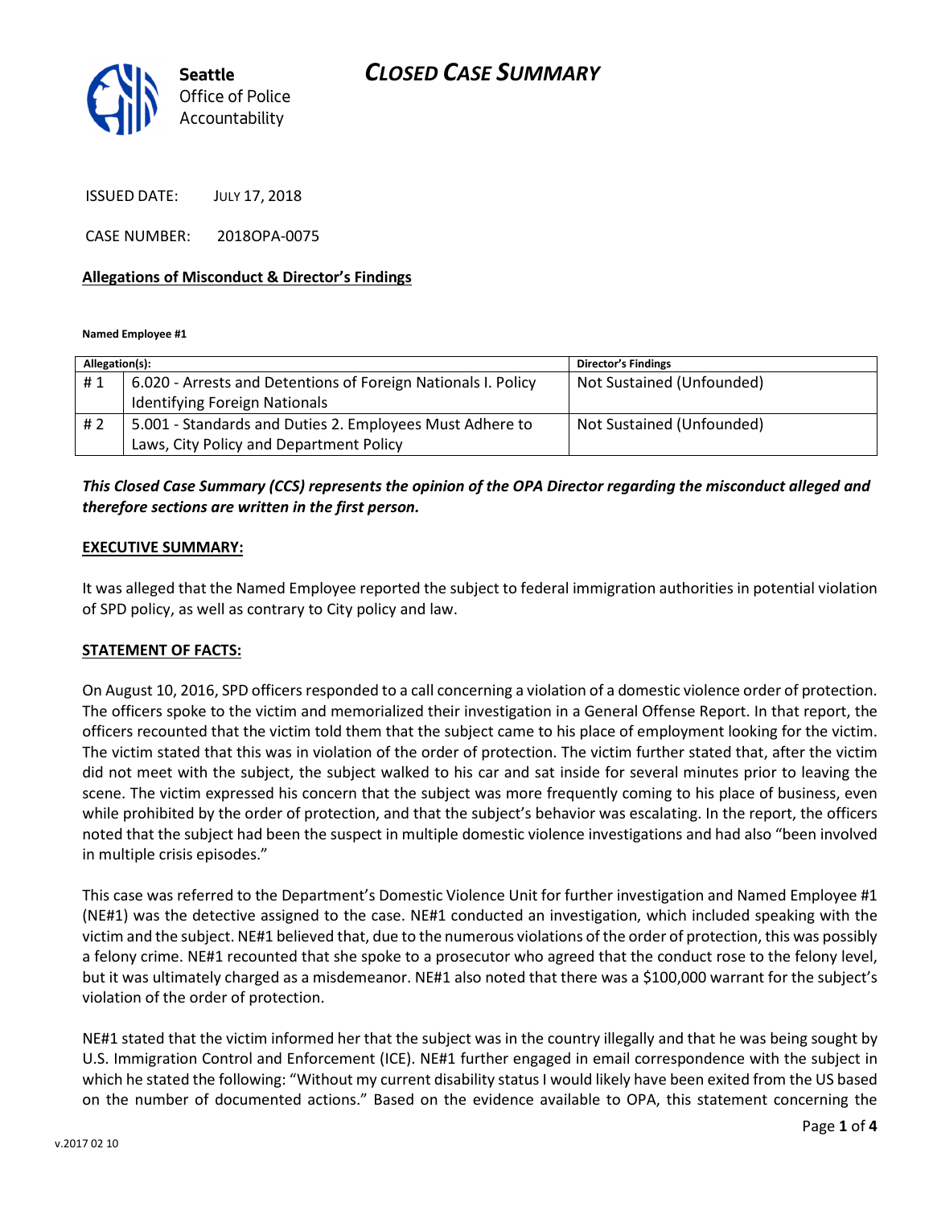**Seattle** Office of Police Accountability

# CLOSED CASE SUMMARY

ISSUED DATE: JULY 17, 2018

CASE NUMBER: 2018OPA-0075

## Allegations of Misconduct & Director's Findings

**Named Employee #1**

| Allegation(s): | | Director's Findings |
|---|---|---|
| # 1 | 6.020 - Arrests and Detentions of Foreign Nationals I. Policy Identifying Foreign Nationals | Not Sustained (Unfounded) |
| # 2 | 5.001 - Standards and Duties 2. Employees Must Adhere to Laws, City Policy and Department Policy | Not Sustained (Unfounded) |

***This Closed Case Summary (CCS) represents the opinion of the OPA Director regarding the misconduct alleged and therefore sections are written in the first person.***

### EXECUTIVE SUMMARY:

It was alleged that the Named Employee reported the subject to federal immigration authorities in potential violation of SPD policy, as well as contrary to City policy and law.

### STATEMENT OF FACTS:

On August 10, 2016, SPD officers responded to a call concerning a violation of a domestic violence order of protection. The officers spoke to the victim and memorialized their investigation in a General Offense Report. In that report, the officers recounted that the victim told them that the subject came to his place of employment looking for the victim. The victim stated that this was in violation of the order of protection. The victim further stated that, after the victim did not meet with the subject, the subject walked to his car and sat inside for several minutes prior to leaving the scene. The victim expressed his concern that the subject was more frequently coming to his place of business, even while prohibited by the order of protection, and that the subject's behavior was escalating. In the report, the officers noted that the subject had been the suspect in multiple domestic violence investigations and had also "been involved in multiple crisis episodes."

This case was referred to the Department's Domestic Violence Unit for further investigation and Named Employee #1 (NE#1) was the detective assigned to the case. NE#1 conducted an investigation, which included speaking with the victim and the subject. NE#1 believed that, due to the numerous violations of the order of protection, this was possibly a felony crime. NE#1 recounted that she spoke to a prosecutor who agreed that the conduct rose to the felony level, but it was ultimately charged as a misdemeanor. NE#1 also noted that there was a $100,000 warrant for the subject's violation of the order of protection.

NE#1 stated that the victim informed her that the subject was in the country illegally and that he was being sought by U.S. Immigration Control and Enforcement (ICE). NE#1 further engaged in email correspondence with the subject in which he stated the following: "Without my current disability status I would likely have been exited from the US based on the number of documented actions." Based on the evidence available to OPA, this statement concerning the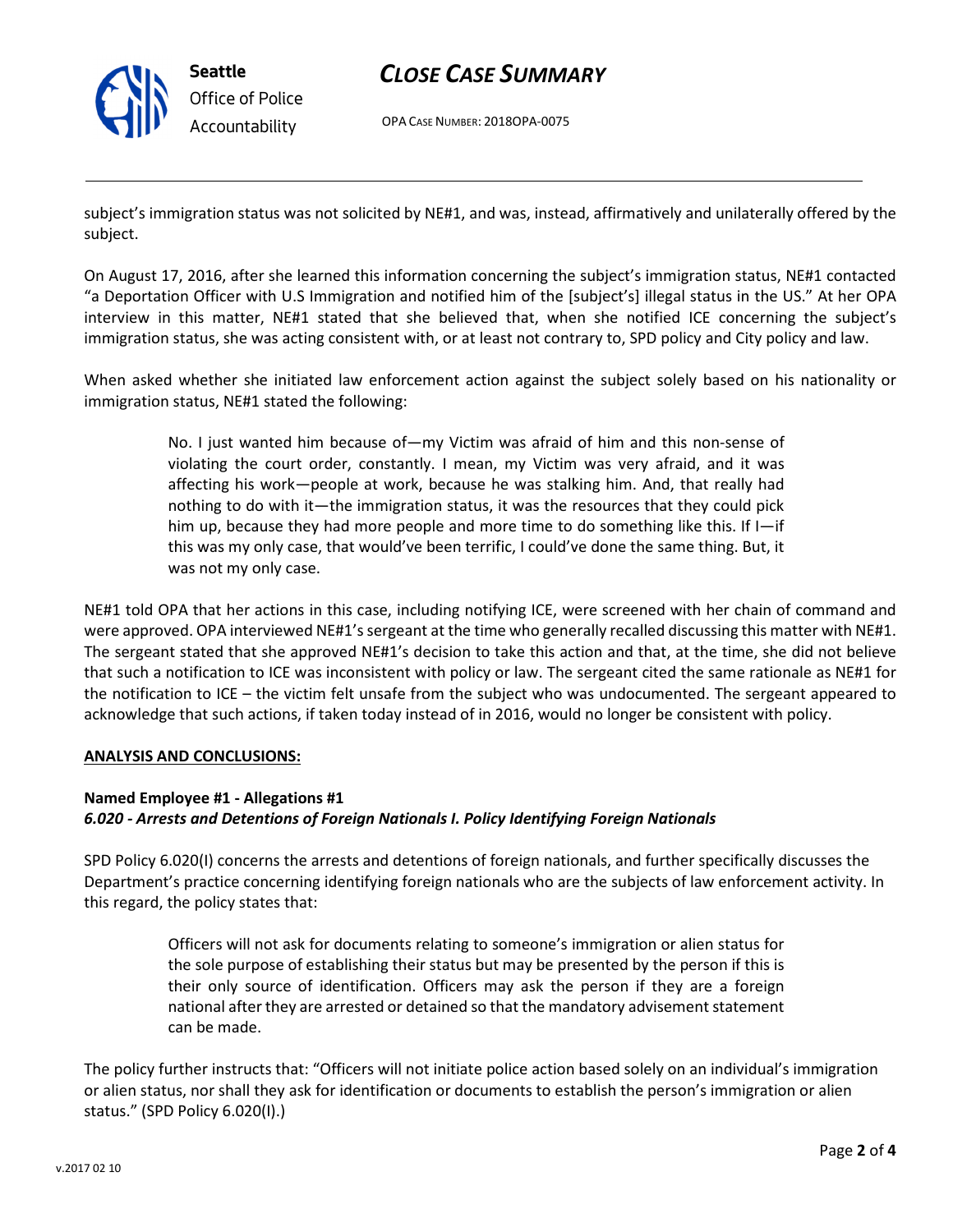subject's immigration status was not solicited by NE#1, and was, instead, affirmatively and unilaterally offered by the subject.

On August 17, 2016, after she learned this information concerning the subject's immigration status, NE#1 contacted "a Deportation Officer with U.S Immigration and notified him of the [subject's] illegal status in the US." At her OPA interview in this matter, NE#1 stated that she believed that, when she notified ICE concerning the subject's immigration status, she was acting consistent with, or at least not contrary to, SPD policy and City policy and law.

When asked whether she initiated law enforcement action against the subject solely based on his nationality or immigration status, NE#1 stated the following:

> No. I just wanted him because of—my Victim was afraid of him and this non-sense of violating the court order, constantly. I mean, my Victim was very afraid, and it was affecting his work—people at work, because he was stalking him. And, that really had nothing to do with it—the immigration status, it was the resources that they could pick him up, because they had more people and more time to do something like this. If I—if this was my only case, that would've been terrific, I could've done the same thing. But, it was not my only case.

NE#1 told OPA that her actions in this case, including notifying ICE, were screened with her chain of command and were approved. OPA interviewed NE#1's sergeant at the time who generally recalled discussing this matter with NE#1. The sergeant stated that she approved NE#1's decision to take this action and that, at the time, she did not believe that such a notification to ICE was inconsistent with policy or law. The sergeant cited the same rationale as NE#1 for the notification to ICE – the victim felt unsafe from the subject who was undocumented. The sergeant appeared to acknowledge that such actions, if taken today instead of in 2016, would no longer be consistent with policy.

**ANALYSIS AND CONCLUSIONS:**

**Named Employee #1 - Allegations #1**
***6.020 - Arrests and Detentions of Foreign Nationals I. Policy Identifying Foreign Nationals***

SPD Policy 6.020(I) concerns the arrests and detentions of foreign nationals, and further specifically discusses the Department's practice concerning identifying foreign nationals who are the subjects of law enforcement activity. In this regard, the policy states that:

> Officers will not ask for documents relating to someone's immigration or alien status for the sole purpose of establishing their status but may be presented by the person if this is their only source of identification. Officers may ask the person if they are a foreign national after they are arrested or detained so that the mandatory advisement statement can be made.

The policy further instructs that: "Officers will not initiate police action based solely on an individual's immigration or alien status, nor shall they ask for identification or documents to establish the person's immigration or alien status." (SPD Policy 6.020(I).)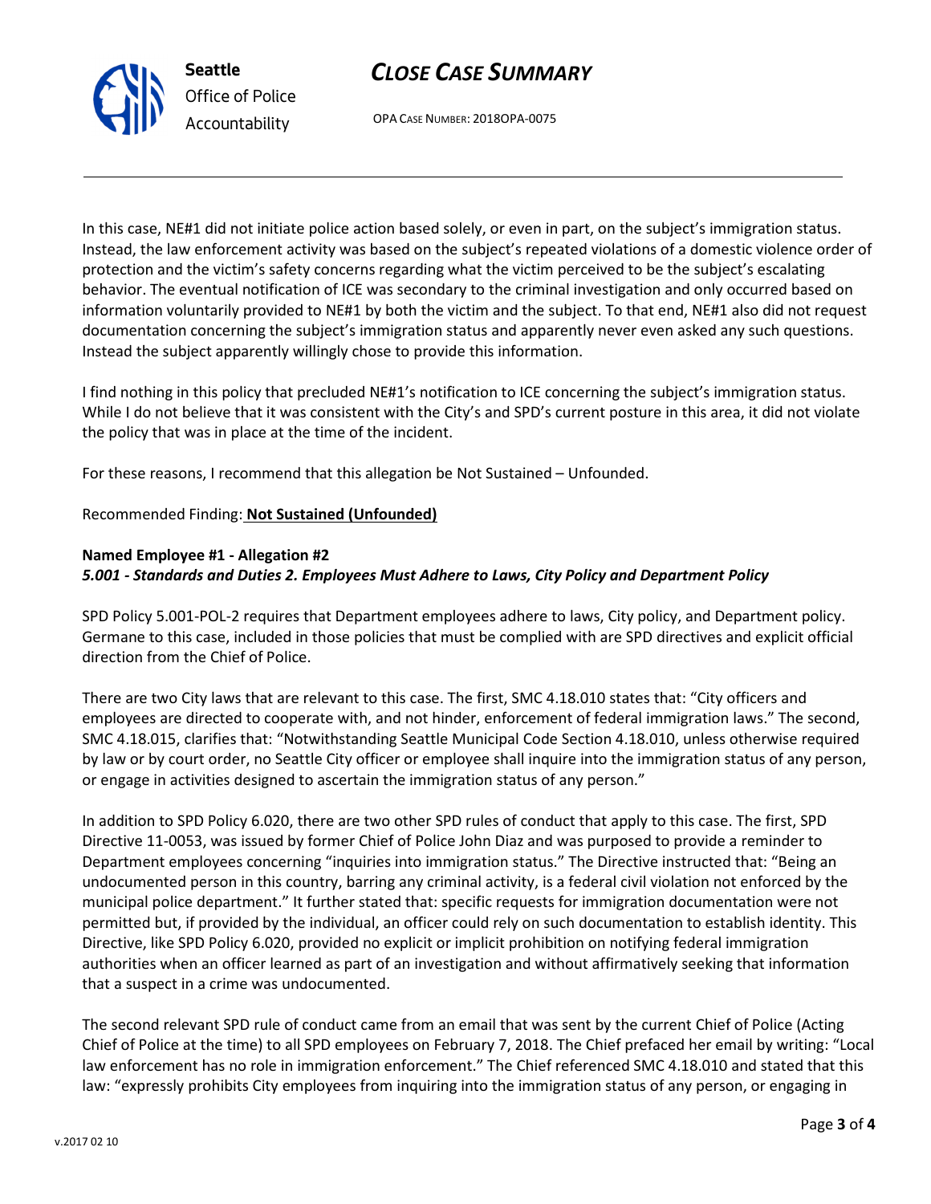In this case, NE#1 did not initiate police action based solely, or even in part, on the subject's immigration status. Instead, the law enforcement activity was based on the subject's repeated violations of a domestic violence order of protection and the victim's safety concerns regarding what the victim perceived to be the subject's escalating behavior. The eventual notification of ICE was secondary to the criminal investigation and only occurred based on information voluntarily provided to NE#1 by both the victim and the subject. To that end, NE#1 also did not request documentation concerning the subject's immigration status and apparently never even asked any such questions. Instead the subject apparently willingly chose to provide this information.

I find nothing in this policy that precluded NE#1's notification to ICE concerning the subject's immigration status. While I do not believe that it was consistent with the City's and SPD's current posture in this area, it did not violate the policy that was in place at the time of the incident.

For these reasons, I recommend that this allegation be Not Sustained – Unfounded.

Recommended Finding: **Not Sustained (Unfounded)**

**Named Employee #1 - Allegation #2**
***5.001 - Standards and Duties 2. Employees Must Adhere to Laws, City Policy and Department Policy***

SPD Policy 5.001-POL-2 requires that Department employees adhere to laws, City policy, and Department policy. Germane to this case, included in those policies that must be complied with are SPD directives and explicit official direction from the Chief of Police.

There are two City laws that are relevant to this case. The first, SMC 4.18.010 states that: "City officers and employees are directed to cooperate with, and not hinder, enforcement of federal immigration laws." The second, SMC 4.18.015, clarifies that: "Notwithstanding Seattle Municipal Code Section 4.18.010, unless otherwise required by law or by court order, no Seattle City officer or employee shall inquire into the immigration status of any person, or engage in activities designed to ascertain the immigration status of any person."

In addition to SPD Policy 6.020, there are two other SPD rules of conduct that apply to this case. The first, SPD Directive 11-0053, was issued by former Chief of Police John Diaz and was purposed to provide a reminder to Department employees concerning "inquiries into immigration status." The Directive instructed that: "Being an undocumented person in this country, barring any criminal activity, is a federal civil violation not enforced by the municipal police department." It further stated that: specific requests for immigration documentation were not permitted but, if provided by the individual, an officer could rely on such documentation to establish identity. This Directive, like SPD Policy 6.020, provided no explicit or implicit prohibition on notifying federal immigration authorities when an officer learned as part of an investigation and without affirmatively seeking that information that a suspect in a crime was undocumented.

The second relevant SPD rule of conduct came from an email that was sent by the current Chief of Police (Acting Chief of Police at the time) to all SPD employees on February 7, 2018. The Chief prefaced her email by writing: "Local law enforcement has no role in immigration enforcement." The Chief referenced SMC 4.18.010 and stated that this law: "expressly prohibits City employees from inquiring into the immigration status of any person, or engaging in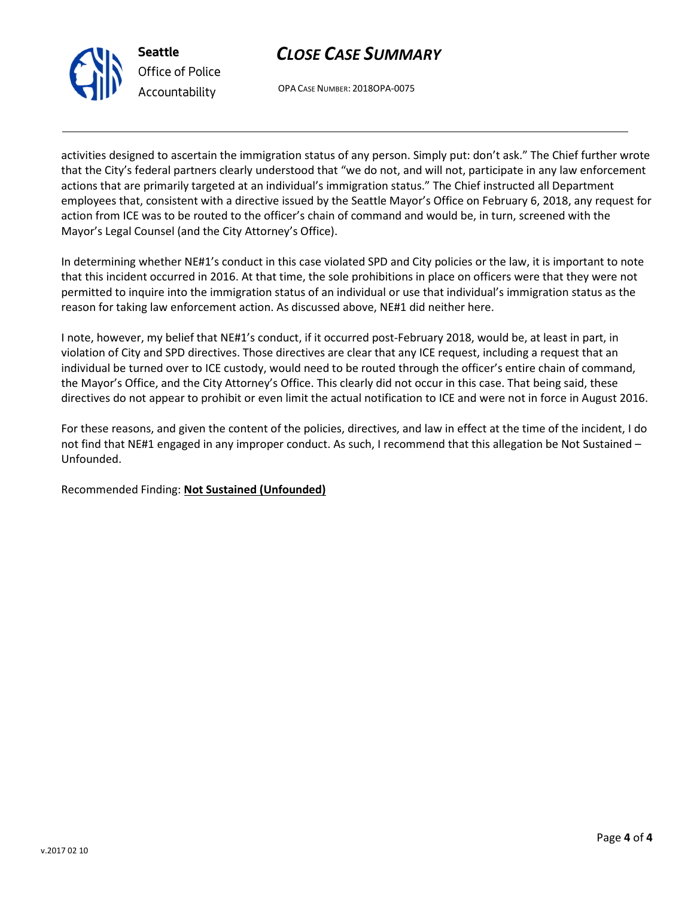activities designed to ascertain the immigration status of any person. Simply put: don't ask." The Chief further wrote that the City's federal partners clearly understood that "we do not, and will not, participate in any law enforcement actions that are primarily targeted at an individual's immigration status." The Chief instructed all Department employees that, consistent with a directive issued by the Seattle Mayor's Office on February 6, 2018, any request for action from ICE was to be routed to the officer's chain of command and would be, in turn, screened with the Mayor's Legal Counsel (and the City Attorney's Office).

In determining whether NE#1's conduct in this case violated SPD and City policies or the law, it is important to note that this incident occurred in 2016. At that time, the sole prohibitions in place on officers were that they were not permitted to inquire into the immigration status of an individual or use that individual's immigration status as the reason for taking law enforcement action. As discussed above, NE#1 did neither here.

I note, however, my belief that NE#1's conduct, if it occurred post-February 2018, would be, at least in part, in violation of City and SPD directives. Those directives are clear that any ICE request, including a request that an individual be turned over to ICE custody, would need to be routed through the officer's entire chain of command, the Mayor's Office, and the City Attorney's Office. This clearly did not occur in this case. That being said, these directives do not appear to prohibit or even limit the actual notification to ICE and were not in force in August 2016.

For these reasons, and given the content of the policies, directives, and law in effect at the time of the incident, I do not find that NE#1 engaged in any improper conduct. As such, I recommend that this allegation be Not Sustained – Unfounded.

Recommended Finding: **Not Sustained (Unfounded)**